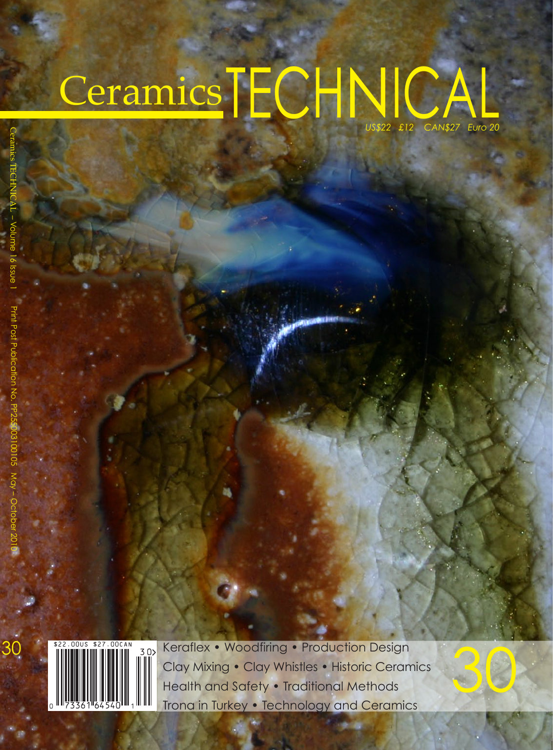# Ceramics TECHNICAL

US$22 £12 CAN$27 Euro 20

Ceramics TECHNICAL – Volume 16 Issue 1 Print Post Publication No. PP255003100105 May – October 2010

30

Keraflex • Woodfiring • Production Design
Clay Mixing • Clay Whistles • Historic Ceramics
Health and Safety • Traditional Methods
Trona in Turkey • Technology and Ceramics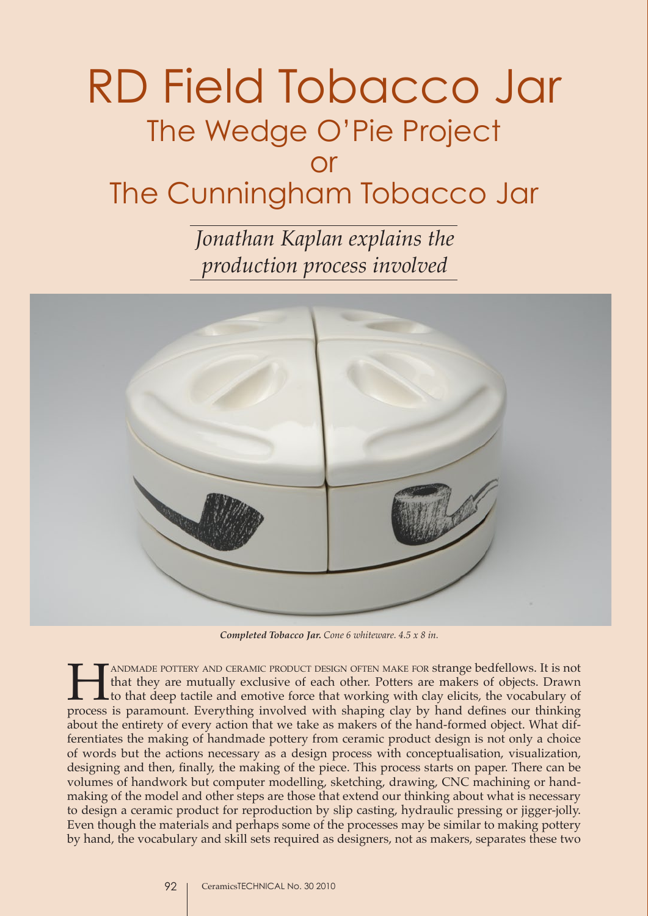# RD Field Tobacco Jar
## The Wedge O'Pie Project
## or
## The Cunningham Tobacco Jar

*Jonathan Kaplan explains the production process involved*

***Completed Tobacco Jar.*** *Cone 6 whiteware. 4.5 x 8 in.*

HANDMADE POTTERY AND CERAMIC PRODUCT DESIGN OFTEN MAKE FOR strange bedfellows. It is not that they are mutually exclusive of each other. Potters are makers of objects. Drawn to that deep tactile and emotive force that working with clay elicits, the vocabulary of process is paramount. Everything involved with shaping clay by hand defines our thinking about the entirety of every action that we take as makers of the hand-formed object. What differentiates the making of handmade pottery from ceramic product design is not only a choice of words but the actions necessary as a design process with conceptualisation, visualization, designing and then, finally, the making of the piece. This process starts on paper. There can be volumes of handwork but computer modelling, sketching, drawing, CNC machining or handmaking of the model and other steps are those that extend our thinking about what is necessary to design a ceramic product for reproduction by slip casting, hydraulic pressing or jigger-jolly. Even though the materials and perhaps some of the processes may be similar to making pottery by hand, the vocabulary and skill sets required as designers, not as makers, separates these two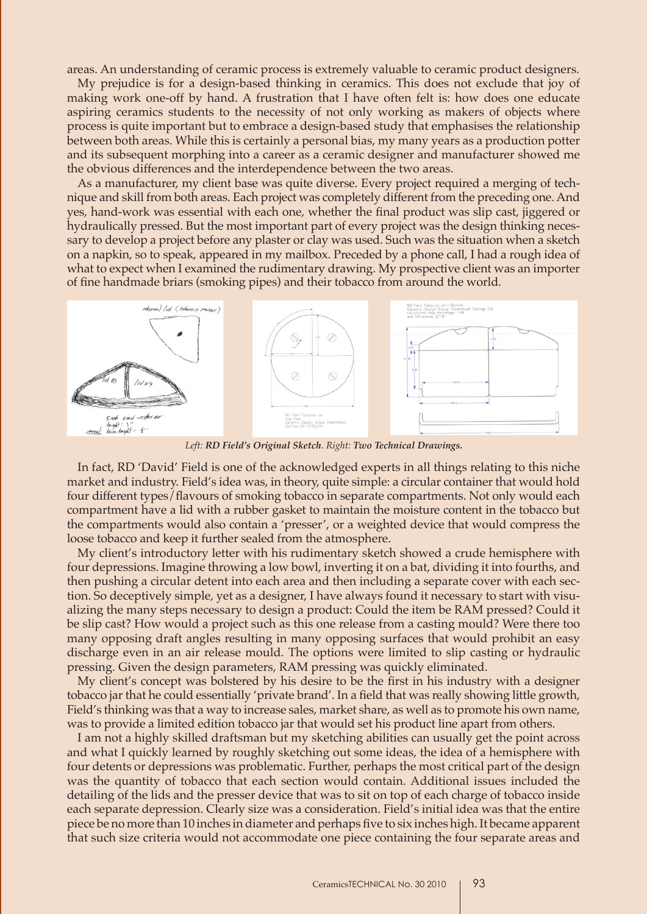areas. An understanding of ceramic process is extremely valuable to ceramic product designers.

My prejudice is for a design-based thinking in ceramics. This does not exclude that joy of making work one-off by hand. A frustration that I have often felt is: how does one educate aspiring ceramics students to the necessity of not only working as makers of objects where process is quite important but to embrace a design-based study that emphasises the relationship between both areas. While this is certainly a personal bias, my many years as a production potter and its subsequent morphing into a career as a ceramic designer and manufacturer showed me the obvious differences and the interdependence between the two areas.

As a manufacturer, my client base was quite diverse. Every project required a merging of technique and skill from both areas. Each project was completely different from the preceding one. And yes, hand-work was essential with each one, whether the final product was slip cast, jiggered or hydraulically pressed. But the most important part of every project was the design thinking necessary to develop a project before any plaster or clay was used. Such was the situation when a sketch on a napkin, so to speak, appeared in my mailbox. Preceded by a phone call, I had a rough idea of what to expect when I examined the rudimentary drawing. My prospective client was an importer of fine handmade briars (smoking pipes) and their tobacco from around the world.

*Left: **RD Field's Original Sketch**. Right: **Two Technical Drawings.***

In fact, RD 'David' Field is one of the acknowledged experts in all things relating to this niche market and industry. Field's idea was, in theory, quite simple: a circular container that would hold four different types/flavours of smoking tobacco in separate compartments. Not only would each compartment have a lid with a rubber gasket to maintain the moisture content in the tobacco but the compartments would also contain a 'presser', or a weighted device that would compress the loose tobacco and keep it further sealed from the atmosphere.

My client's introductory letter with his rudimentary sketch showed a crude hemisphere with four depressions. Imagine throwing a low bowl, inverting it on a bat, dividing it into fourths, and then pushing a circular detent into each area and then including a separate cover with each section. So deceptively simple, yet as a designer, I have always found it necessary to start with visualizing the many steps necessary to design a product: Could the item be RAM pressed? Could it be slip cast? How would a project such as this one release from a casting mould? Were there too many opposing draft angles resulting in many opposing surfaces that would prohibit an easy discharge even in an air release mould. The options were limited to slip casting or hydraulic pressing. Given the design parameters, RAM pressing was quickly eliminated.

My client's concept was bolstered by his desire to be the first in his industry with a designer tobacco jar that he could essentially 'private brand'. In a field that was really showing little growth, Field's thinking was that a way to increase sales, market share, as well as to promote his own name, was to provide a limited edition tobacco jar that would set his product line apart from others.

I am not a highly skilled draftsman but my sketching abilities can usually get the point across and what I quickly learned by roughly sketching out some ideas, the idea of a hemisphere with four detents or depressions was problematic. Further, perhaps the most critical part of the design was the quantity of tobacco that each section would contain. Additional issues included the detailing of the lids and the presser device that was to sit on top of each charge of tobacco inside each separate depression. Clearly size was a consideration. Field's initial idea was that the entire piece be no more than 10 inches in diameter and perhaps five to six inches high. It became apparent that such size criteria would not accommodate one piece containing the four separate areas and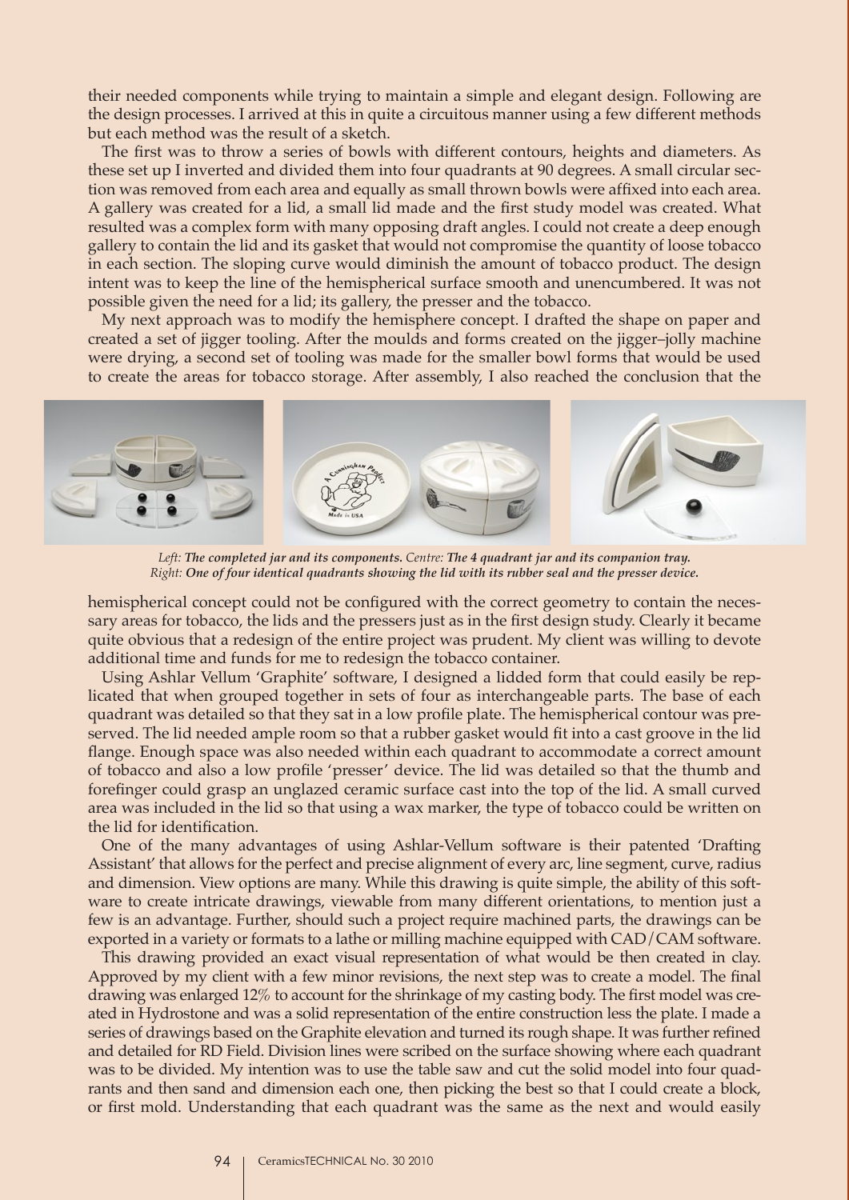their needed components while trying to maintain a simple and elegant design. Following are the design processes. I arrived at this in quite a circuitous manner using a few different methods but each method was the result of a sketch.

The first was to throw a series of bowls with different contours, heights and diameters. As these set up I inverted and divided them into four quadrants at 90 degrees. A small circular section was removed from each area and equally as small thrown bowls were affixed into each area. A gallery was created for a lid, a small lid made and the first study model was created. What resulted was a complex form with many opposing draft angles. I could not create a deep enough gallery to contain the lid and its gasket that would not compromise the quantity of loose tobacco in each section. The sloping curve would diminish the amount of tobacco product. The design intent was to keep the line of the hemispherical surface smooth and unencumbered. It was not possible given the need for a lid; its gallery, the presser and the tobacco.

My next approach was to modify the hemisphere concept. I drafted the shape on paper and created a set of jigger tooling. After the moulds and forms created on the jigger–jolly machine were drying, a second set of tooling was made for the smaller bowl forms that would be used to create the areas for tobacco storage. After assembly, I also reached the conclusion that the hemispherical concept could not be configured with the correct geometry to contain the necessary areas for tobacco, the lids and the pressers just as in the first design study. Clearly it became quite obvious that a redesign of the entire project was prudent. My client was willing to devote additional time and funds for me to redesign the tobacco container.

*Left: **The completed jar and its components.** Centre: **The 4 quadrant jar and its companion tray.***
*Right: **One of four identical quadrants showing the lid with its rubber seal and the presser device.***

Using Ashlar Vellum 'Graphite' software, I designed a lidded form that could easily be replicated that when grouped together in sets of four as interchangeable parts. The base of each quadrant was detailed so that they sat in a low profile plate. The hemispherical contour was preserved. The lid needed ample room so that a rubber gasket would fit into a cast groove in the lid flange. Enough space was also needed within each quadrant to accommodate a correct amount of tobacco and also a low profile 'presser' device. The lid was detailed so that the thumb and forefinger could grasp an unglazed ceramic surface cast into the top of the lid. A small curved area was included in the lid so that using a wax marker, the type of tobacco could be written on the lid for identification.

One of the many advantages of using Ashlar-Vellum software is their patented 'Drafting Assistant' that allows for the perfect and precise alignment of every arc, line segment, curve, radius and dimension. View options are many. While this drawing is quite simple, the ability of this software to create intricate drawings, viewable from many different orientations, to mention just a few is an advantage. Further, should such a project require machined parts, the drawings can be exported in a variety or formats to a lathe or milling machine equipped with CAD/CAM software.

This drawing provided an exact visual representation of what would be then created in clay. Approved by my client with a few minor revisions, the next step was to create a model. The final drawing was enlarged 12% to account for the shrinkage of my casting body. The first model was created in Hydrostone and was a solid representation of the entire construction less the plate. I made a series of drawings based on the Graphite elevation and turned its rough shape. It was further refined and detailed for RD Field. Division lines were scribed on the surface showing where each quadrant was to be divided. My intention was to use the table saw and cut the solid model into four quadrants and then sand and dimension each one, then picking the best so that I could create a block, or first mold. Understanding that each quadrant was the same as the next and would easily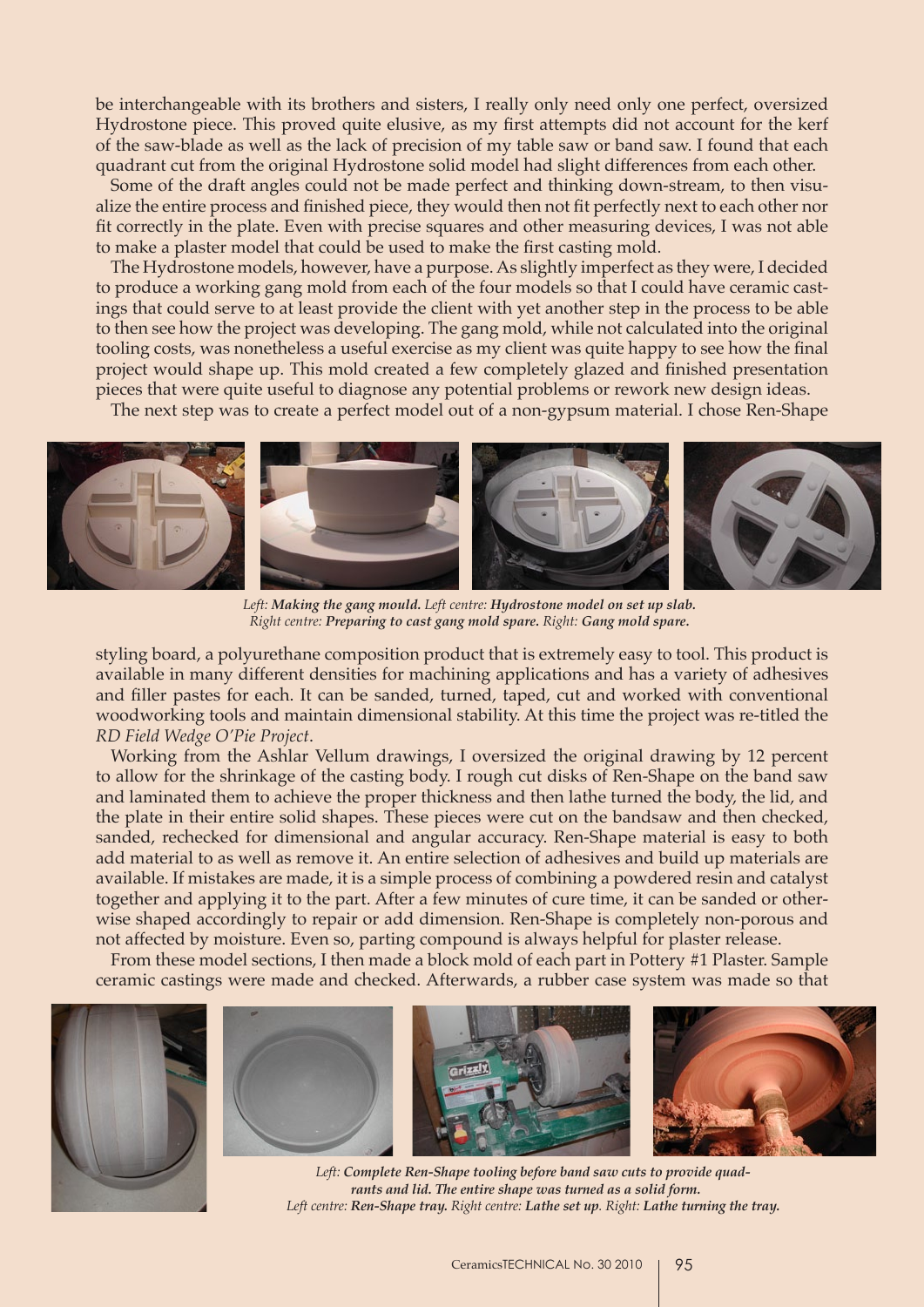be interchangeable with its brothers and sisters, I really only need only one perfect, oversized Hydrostone piece. This proved quite elusive, as my first attempts did not account for the kerf of the saw-blade as well as the lack of precision of my table saw or band saw. I found that each quadrant cut from the original Hydrostone solid model had slight differences from each other.

Some of the draft angles could not be made perfect and thinking down-stream, to then visualize the entire process and finished piece, they would then not fit perfectly next to each other nor fit correctly in the plate. Even with precise squares and other measuring devices, I was not able to make a plaster model that could be used to make the first casting mold.

The Hydrostone models, however, have a purpose. As slightly imperfect as they were, I decided to produce a working gang mold from each of the four models so that I could have ceramic castings that could serve to at least provide the client with yet another step in the process to be able to then see how the project was developing. The gang mold, while not calculated into the original tooling costs, was nonetheless a useful exercise as my client was quite happy to see how the final project would shape up. This mold created a few completely glazed and finished presentation pieces that were quite useful to diagnose any potential problems or rework new design ideas.

The next step was to create a perfect model out of a non-gypsum material. I chose Ren-Shape

*Left:* ***Making the gang mould.*** *Left centre:* ***Hydrostone model on set up slab.***
*Right centre:* ***Preparing to cast gang mold spare.*** *Right:* ***Gang mold spare.***

styling board, a polyurethane composition product that is extremely easy to tool. This product is available in many different densities for machining applications and has a variety of adhesives and filler pastes for each. It can be sanded, turned, taped, cut and worked with conventional woodworking tools and maintain dimensional stability. At this time the project was re-titled the *RD Field Wedge O'Pie Project*.

Working from the Ashlar Vellum drawings, I oversized the original drawing by 12 percent to allow for the shrinkage of the casting body. I rough cut disks of Ren-Shape on the band saw and laminated them to achieve the proper thickness and then lathe turned the body, the lid, and the plate in their entire solid shapes. These pieces were cut on the bandsaw and then checked, sanded, rechecked for dimensional and angular accuracy. Ren-Shape material is easy to both add material to as well as remove it. An entire selection of adhesives and build up materials are available. If mistakes are made, it is a simple process of combining a powdered resin and catalyst together and applying it to the part. After a few minutes of cure time, it can be sanded or otherwise shaped accordingly to repair or add dimension. Ren-Shape is completely non-porous and not affected by moisture. Even so, parting compound is always helpful for plaster release.

From these model sections, I then made a block mold of each part in Pottery #1 Plaster. Sample ceramic castings were made and checked. Afterwards, a rubber case system was made so that

*Left:* ***Complete Ren-Shape tooling before band saw cuts to provide quadrants and lid. The entire shape was turned as a solid form.***
*Left centre:* ***Ren-Shape tray.*** *Right centre:* ***Lathe set up.*** *Right:* ***Lathe turning the tray.***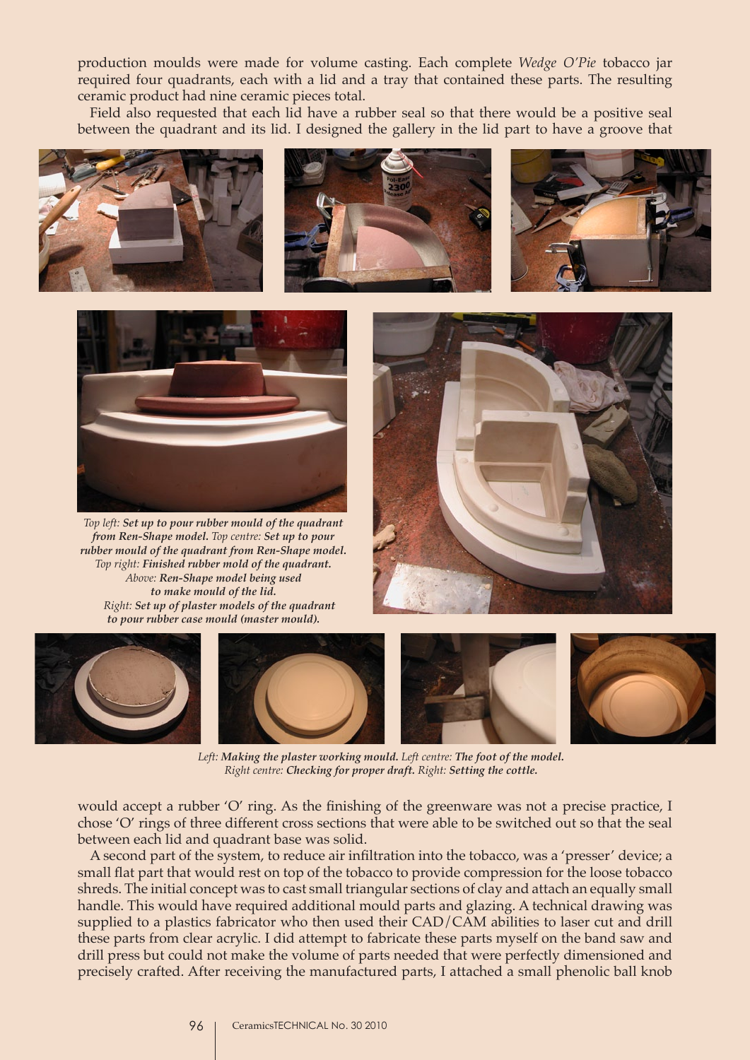production moulds were made for volume casting. Each complete *Wedge O'Pie* tobacco jar required four quadrants, each with a lid and a tray that contained these parts. The resulting ceramic product had nine ceramic pieces total.

Field also requested that each lid have a rubber seal so that there would be a positive seal between the quadrant and its lid. I designed the gallery in the lid part to have a groove that would accept a rubber 'O' ring. As the finishing of the greenware was not a precise practice, I chose 'O' rings of three different cross sections that were able to be switched out so that the seal between each lid and quadrant base was solid.

*Top left:* ***Set up to pour rubber mould of the quadrant from Ren-Shape model.*** *Top centre:* ***Set up to pour rubber mould of the quadrant from Ren-Shape model.*** *Top right:* ***Finished rubber mold of the quadrant.*** *Above:* ***Ren-Shape model being used to make mould of the lid.*** *Right:* ***Set up of plaster models of the quadrant to pour rubber case mould (master mould).***

*Left:* ***Making the plaster working mould.*** *Left centre:* ***The foot of the model.*** *Right centre:* ***Checking for proper draft.*** *Right:* ***Setting the cottle.***

A second part of the system, to reduce air infiltration into the tobacco, was a 'presser' device; a small flat part that would rest on top of the tobacco to provide compression for the loose tobacco shreds. The initial concept was to cast small triangular sections of clay and attach an equally small handle. This would have required additional mould parts and glazing. A technical drawing was supplied to a plastics fabricator who then used their CAD/CAM abilities to laser cut and drill these parts from clear acrylic. I did attempt to fabricate these parts myself on the band saw and drill press but could not make the volume of parts needed that were perfectly dimensioned and precisely crafted. After receiving the manufactured parts, I attached a small phenolic ball knob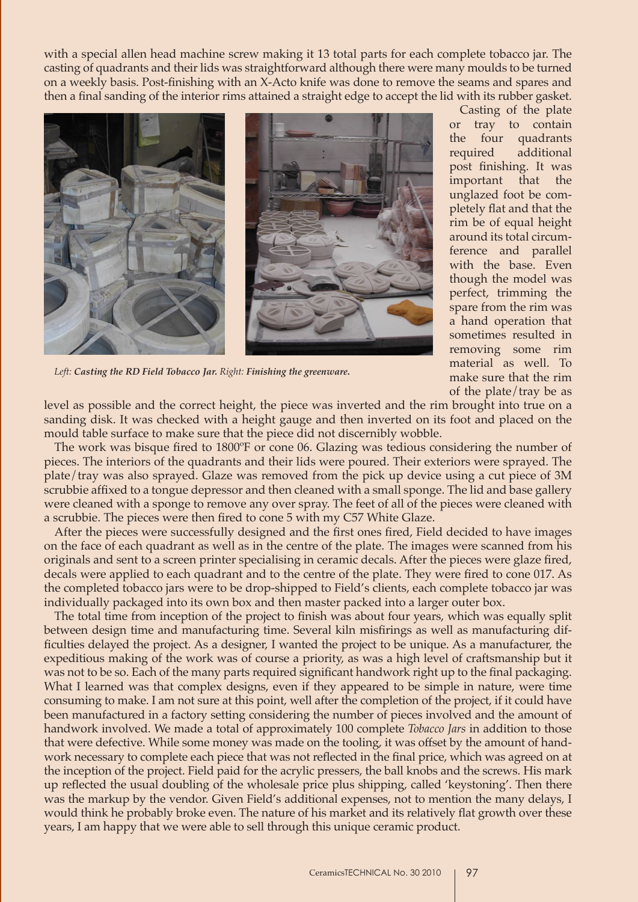with a special allen head machine screw making it 13 total parts for each complete tobacco jar. The casting of quadrants and their lids was straightforward although there were many moulds to be turned on a weekly basis. Post-finishing with an X-Acto knife was done to remove the seams and spares and then a final sanding of the interior rims attained a straight edge to accept the lid with its rubber gasket.

*Left:* ***Casting the RD Field Tobacco Jar.*** *Right:* ***Finishing the greenware.***

Casting of the plate or tray to contain the four quadrants required additional post finishing. It was important that the unglazed foot be completely flat and that the rim be of equal height around its total circumference and parallel with the base. Even though the model was perfect, trimming the spare from the rim was a hand operation that sometimes resulted in removing some rim material as well. To make sure that the rim of the plate/tray be as level as possible and the correct height, the piece was inverted and the rim brought into true on a sanding disk. It was checked with a height gauge and then inverted on its foot and placed on the mould table surface to make sure that the piece did not discernibly wobble.

The work was bisque fired to 1800ºF or cone 06. Glazing was tedious considering the number of pieces. The interiors of the quadrants and their lids were poured. Their exteriors were sprayed. The plate/tray was also sprayed. Glaze was removed from the pick up device using a cut piece of 3M scrubbie affixed to a tongue depressor and then cleaned with a small sponge. The lid and base gallery were cleaned with a sponge to remove any over spray. The feet of all of the pieces were cleaned with a scrubbie. The pieces were then fired to cone 5 with my C57 White Glaze.

After the pieces were successfully designed and the first ones fired, Field decided to have images on the face of each quadrant as well as in the centre of the plate. The images were scanned from his originals and sent to a screen printer specialising in ceramic decals. After the pieces were glaze fired, decals were applied to each quadrant and to the centre of the plate. They were fired to cone 017. As the completed tobacco jars were to be drop-shipped to Field's clients, each complete tobacco jar was individually packaged into its own box and then master packed into a larger outer box.

The total time from inception of the project to finish was about four years, which was equally split between design time and manufacturing time. Several kiln misfirings as well as manufacturing difficulties delayed the project. As a designer, I wanted the project to be unique. As a manufacturer, the expeditious making of the work was of course a priority, as was a high level of craftsmanship but it was not to be so. Each of the many parts required significant handwork right up to the final packaging. What I learned was that complex designs, even if they appeared to be simple in nature, were time consuming to make. I am not sure at this point, well after the completion of the project, if it could have been manufactured in a factory setting considering the number of pieces involved and the amount of handwork involved. We made a total of approximately 100 complete *Tobacco Jars* in addition to those that were defective. While some money was made on the tooling, it was offset by the amount of handwork necessary to complete each piece that was not reflected in the final price, which was agreed on at the inception of the project. Field paid for the acrylic pressers, the ball knobs and the screws. His mark up reflected the usual doubling of the wholesale price plus shipping, called 'keystoning'. Then there was the markup by the vendor. Given Field's additional expenses, not to mention the many delays, I would think he probably broke even. The nature of his market and its relatively flat growth over these years, I am happy that we were able to sell through this unique ceramic product.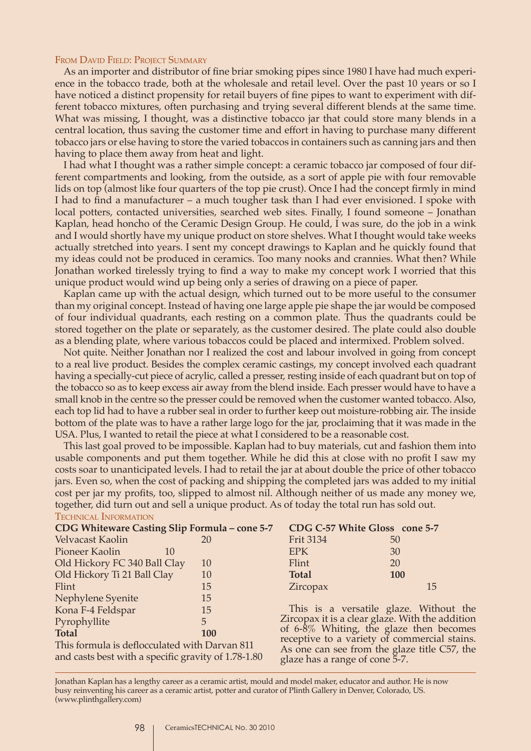## From David Field: Project Summary

As an importer and distributor of fine briar smoking pipes since 1980 I have had much experience in the tobacco trade, both at the wholesale and retail level. Over the past 10 years or so I have noticed a distinct propensity for retail buyers of fine pipes to want to experiment with different tobacco mixtures, often purchasing and trying several different blends at the same time. What was missing, I thought, was a distinctive tobacco jar that could store many blends in a central location, thus saving the customer time and effort in having to purchase many different tobacco jars or else having to store the varied tobaccos in containers such as canning jars and then having to place them away from heat and light.

I had what I thought was a rather simple concept: a ceramic tobacco jar composed of four different compartments and looking, from the outside, as a sort of apple pie with four removable lids on top (almost like four quarters of the top pie crust). Once I had the concept firmly in mind I had to find a manufacturer – a much tougher task than I had ever envisioned. I spoke with local potters, contacted universities, searched web sites. Finally, I found someone – Jonathan Kaplan, head honcho of the Ceramic Design Group. He could, I was sure, do the job in a wink and I would shortly have my unique product on store shelves. What I thought would take weeks actually stretched into years. I sent my concept drawings to Kaplan and he quickly found that my ideas could not be produced in ceramics. Too many nooks and crannies. What then? While Jonathan worked tirelessly trying to find a way to make my concept work I worried that this unique product would wind up being only a series of drawing on a piece of paper.

Kaplan came up with the actual design, which turned out to be more useful to the consumer than my original concept. Instead of having one large apple pie shape the jar would be composed of four individual quadrants, each resting on a common plate. Thus the quadrants could be stored together on the plate or separately, as the customer desired. The plate could also double as a blending plate, where various tobaccos could be placed and intermixed. Problem solved.

Not quite. Neither Jonathan nor I realized the cost and labour involved in going from concept to a real live product. Besides the complex ceramic castings, my concept involved each quadrant having a specially-cut piece of acrylic, called a presser, resting inside of each quadrant but on top of the tobacco so as to keep excess air away from the blend inside. Each presser would have to have a small knob in the centre so the presser could be removed when the customer wanted tobacco. Also, each top lid had to have a rubber seal in order to further keep out moisture-robbing air. The inside bottom of the plate was to have a rather large logo for the jar, proclaiming that it was made in the USA. Plus, I wanted to retail the piece at what I considered to be a reasonable cost.

This last goal proved to be impossible. Kaplan had to buy materials, cut and fashion them into usable components and put them together. While he did this at close with no profit I saw my costs soar to unanticipated levels. I had to retail the jar at about double the price of other tobacco jars. Even so, when the cost of packing and shipping the completed jars was added to my initial cost per jar my profits, too, slipped to almost nil. Although neither of us made any money we, together, did turn out and sell a unique product. As of today the total run has sold out.

## Technical Information

**CDG Whiteware Casting Slip Formula – cone 5-7**

| | |
|---|---|
| Velvacast Kaolin | 20 |
| Pioneer Kaolin | 10 |
| Old Hickory FC 340 Ball Clay | 10 |
| Old Hickory Ti 21 Ball Clay | 10 |
| Flint | 15 |
| Nephylene Syenite | 15 |
| Kona F-4 Feldspar | 15 |
| Pyrophyllite | 5 |
| **Total** | **100** |

This formula is deflocculated with Darvan 811 and casts best with a specific gravity of 1.78-1.80

**CDG C-57 White Gloss cone 5-7**

| | |
|---|---|
| Frit 3134 | 50 |
| EPK | 30 |
| Flint | 20 |
| **Total** | **100** |
| Zircopax | 15 |

This is a versatile glaze. Without the Zircopax it is a clear glaze. With the addition of 6-8% Whiting, the glaze then becomes receptive to a variety of commercial stains. As one can see from the glaze title C57, the glaze has a range of cone 5-7.

Jonathan Kaplan has a lengthy career as a ceramic artist, mould and model maker, educator and author. He is now busy reinventing his career as a ceramic artist, potter and curator of Plinth Gallery in Denver, Colorado, US. (www.plinthgallery.com)